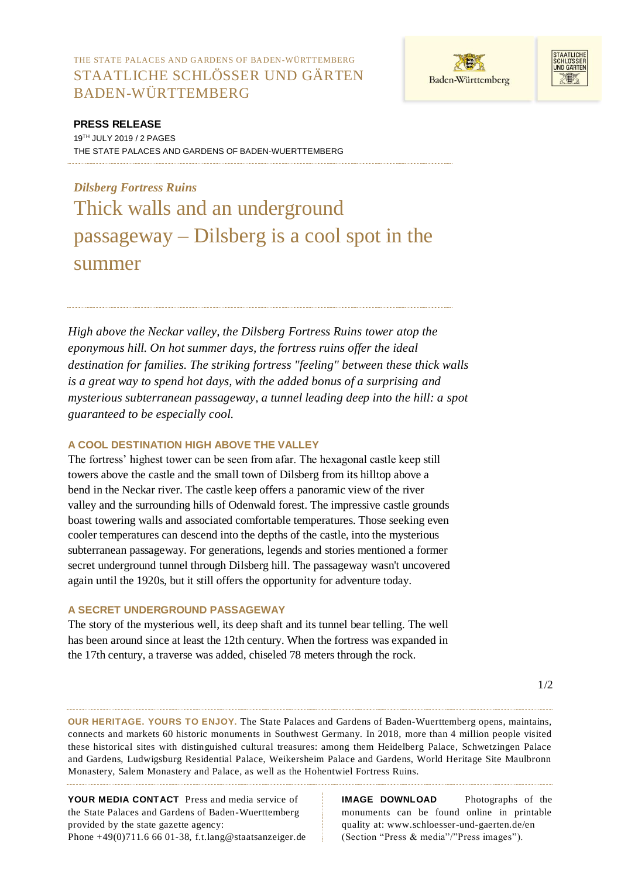THE STATE PALACES AND GARDENS OF BADEN-WÜRTTEMBERG
STAATLICHE SCHLÖSSER UND GÄRTEN BADEN-WÜRTTEMBERG

**PRESS RELEASE**
19TH JULY 2019 / 2 PAGES
THE STATE PALACES AND GARDENS OF BADEN-WUERTTEMBERG

*Dilsberg Fortress Ruins*

# Thick walls and an underground passageway – Dilsberg is a cool spot in the summer

*High above the Neckar valley, the Dilsberg Fortress Ruins tower atop the eponymous hill. On hot summer days, the fortress ruins offer the ideal destination for families. The striking fortress "feeling" between these thick walls is a great way to spend hot days, with the added bonus of a surprising and mysterious subterranean passageway, a tunnel leading deep into the hill: a spot guaranteed to be especially cool.*

## A COOL DESTINATION HIGH ABOVE THE VALLEY

The fortress' highest tower can be seen from afar. The hexagonal castle keep still towers above the castle and the small town of Dilsberg from its hilltop above a bend in the Neckar river. The castle keep offers a panoramic view of the river valley and the surrounding hills of Odenwald forest. The impressive castle grounds boast towering walls and associated comfortable temperatures. Those seeking even cooler temperatures can descend into the depths of the castle, into the mysterious subterranean passageway. For generations, legends and stories mentioned a former secret underground tunnel through Dilsberg hill. The passageway wasn't uncovered again until the 1920s, but it still offers the opportunity for adventure today.

## A SECRET UNDERGROUND PASSAGEWAY

The story of the mysterious well, its deep shaft and its tunnel bear telling. The well has been around since at least the 12th century. When the fortress was expanded in the 17th century, a traverse was added, chiseled 78 meters through the rock.

**OUR HERITAGE. YOURS TO ENJOY.** The State Palaces and Gardens of Baden-Wuerttemberg opens, maintains, connects and markets 60 historic monuments in Southwest Germany. In 2018, more than 4 million people visited these historical sites with distinguished cultural treasures: among them Heidelberg Palace, Schwetzingen Palace and Gardens, Ludwigsburg Residential Palace, Weikersheim Palace and Gardens, World Heritage Site Maulbronn Monastery, Salem Monastery and Palace, as well as the Hohentwiel Fortress Ruins.

**YOUR MEDIA CONTACT** Press and media service of the State Palaces and Gardens of Baden-Wuerttemberg provided by the state gazette agency:
Phone +49(0)711.6 66 01-38, f.t.lang@staatsanzeiger.de

**IMAGE DOWNLOAD** Photographs of the monuments can be found online in printable quality at: www.schloesser-und-gaerten.de/en (Section "Press & media"/"Press images").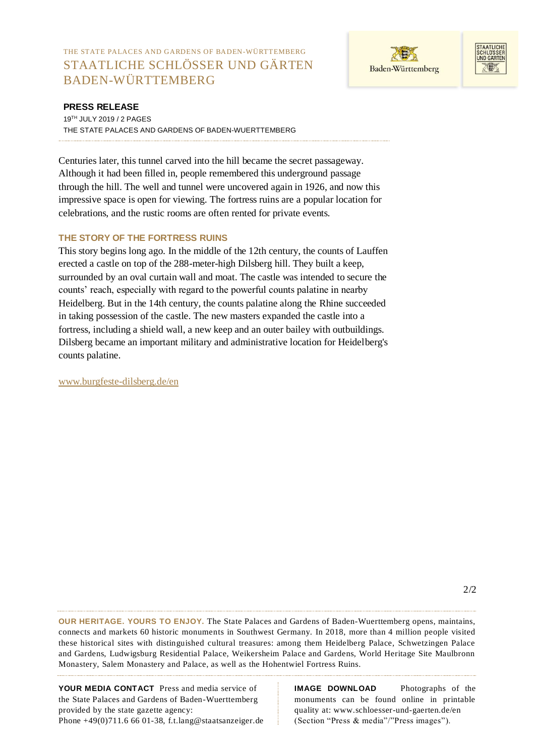Centuries later, this tunnel carved into the hill became the secret passageway. Although it had been filled in, people remembered this underground passage through the hill. The well and tunnel were uncovered again in 1926, and now this impressive space is open for viewing. The fortress ruins are a popular location for celebrations, and the rustic rooms are often rented for private events.

## THE STORY OF THE FORTRESS RUINS

This story begins long ago. In the middle of the 12th century, the counts of Lauffen erected a castle on top of the 288-meter-high Dilsberg hill. They built a keep, surrounded by an oval curtain wall and moat. The castle was intended to secure the counts' reach, especially with regard to the powerful counts palatine in nearby Heidelberg. But in the 14th century, the counts palatine along the Rhine succeeded in taking possession of the castle. The new masters expanded the castle into a fortress, including a shield wall, a new keep and an outer bailey with outbuildings. Dilsberg became an important military and administrative location for Heidelberg's counts palatine.

www.burgfeste-dilsberg.de/en

**OUR HERITAGE. YOURS TO ENJOY.** The State Palaces and Gardens of Baden-Wuerttemberg opens, maintains, connects and markets 60 historic monuments in Southwest Germany. In 2018, more than 4 million people visited these historical sites with distinguished cultural treasures: among them Heidelberg Palace, Schwetzingen Palace and Gardens, Ludwigsburg Residential Palace, Weikersheim Palace and Gardens, World Heritage Site Maulbronn Monastery, Salem Monastery and Palace, as well as the Hohentwiel Fortress Ruins.

**YOUR MEDIA CONTACT** Press and media service of the State Palaces and Gardens of Baden-Wuerttemberg provided by the state gazette agency: Phone +49(0)711.6 66 01-38, f.t.lang@staatsanzeiger.de

**IMAGE DOWNLOAD** Photographs of the monuments can be found online in printable quality at: www.schloesser-und-gaerten.de/en (Section "Press & media"/"Press images").